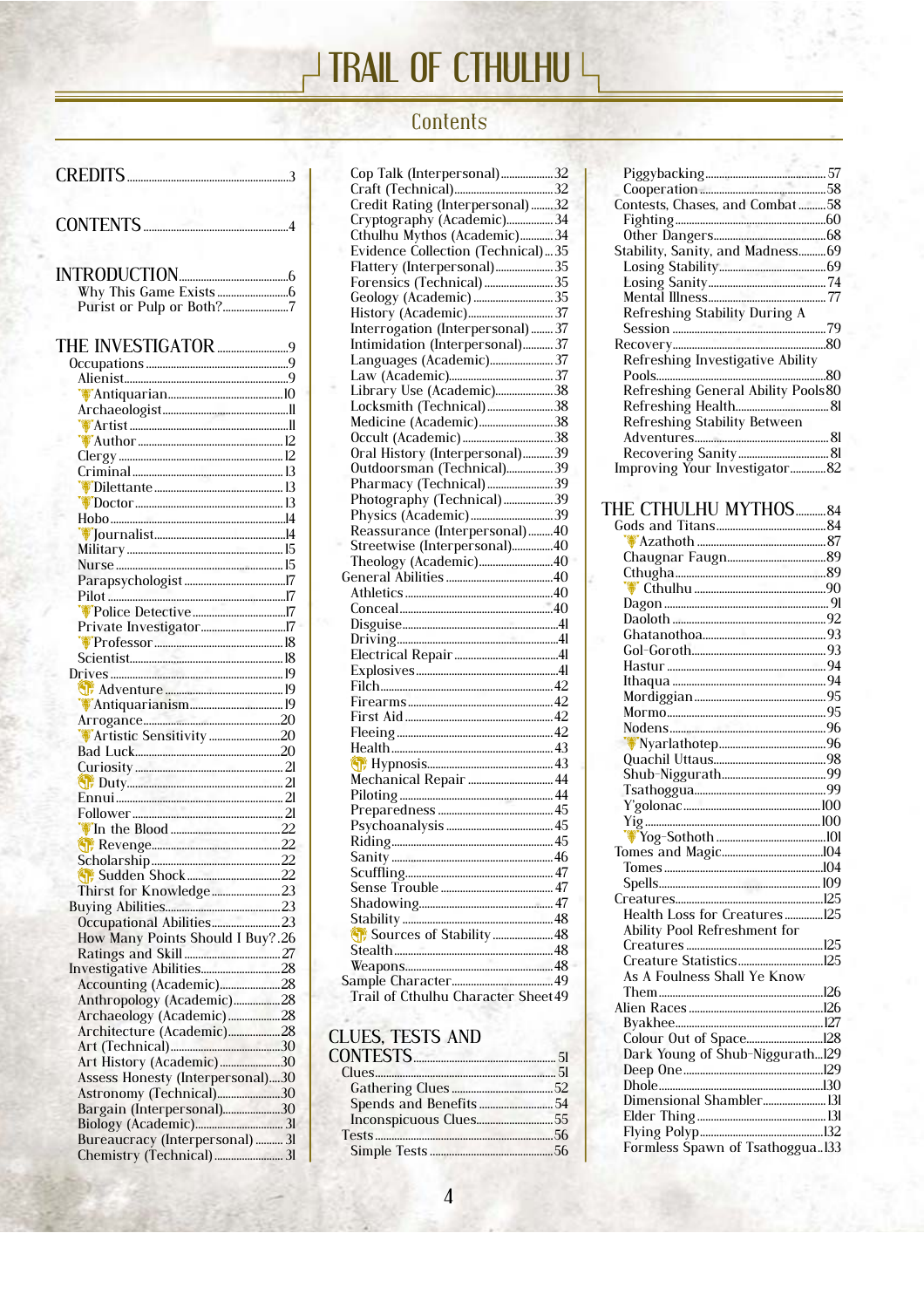# TRAIL OF CTHULHU

## Contents

CREDITS ..... 3

CONTENTS ..... 4

INTRODUCTION ..... 6
- Why This Game Exists ..... 6
- Purist or Pulp or Both? ..... 7

THE INVESTIGATOR ..... 9
- Occupations ..... 9
  - Alienist ..... 9
  - Antiquarian ..... 10
  - Archaeologist ..... 11
  - Artist ..... 11
  - Author ..... 12
  - Clergy ..... 12
  - Criminal ..... 13
  - Dilettante ..... 13
  - Doctor ..... 13
  - Hobo ..... 14
  - Journalist ..... 14
  - Military ..... 15
  - Nurse ..... 15
  - Parapsychologist ..... 17
  - Pilot ..... 17
  - Police Detective ..... 17
  - Private Investigator ..... 17
  - Professor ..... 18
  - Scientist ..... 18
- Drives ..... 19
  - Adventure ..... 19
  - Antiquarianism ..... 19
  - Arrogance ..... 20
  - Artistic Sensitivity ..... 20
  - Bad Luck ..... 20
  - Curiosity ..... 21
  - Duty ..... 21
  - Ennui ..... 21
  - Follower ..... 21
  - In the Blood ..... 22
  - Revenge ..... 22
  - Scholarship ..... 22
  - Sudden Shock ..... 22
  - Thirst for Knowledge ..... 23
- Buying Abilities ..... 23
  - Occupational Abilities ..... 23
  - How Many Points Should I Buy? ..... 26
  - Ratings and Skill ..... 27
- Investigative Abilities ..... 28
  - Accounting (Academic) ..... 28
  - Anthropology (Academic) ..... 28
  - Archaeology (Academic) ..... 28
  - Architecture (Academic) ..... 28
  - Art (Technical) ..... 30
  - Art History (Academic) ..... 30
  - Assess Honesty (Interpersonal) ..... 30
  - Astronomy (Technical) ..... 30
  - Bargain (Interpersonal) ..... 30
  - Biology (Academic) ..... 31
  - Bureaucracy (Interpersonal) ..... 31
  - Chemistry (Technical) ..... 31
  - Cop Talk (Interpersonal) ..... 32
  - Craft (Technical) ..... 32
  - Credit Rating (Interpersonal) ..... 32
  - Cryptography (Academic) ..... 34
  - Cthulhu Mythos (Academic) ..... 34
  - Evidence Collection (Technical) ..... 35
  - Flattery (Interpersonal) ..... 35
  - Forensics (Technical) ..... 35
  - Geology (Academic) ..... 35
  - History (Academic) ..... 37
  - Interrogation (Interpersonal) ..... 37
  - Intimidation (Interpersonal) ..... 37
  - Languages (Academic) ..... 37
  - Law (Academic) ..... 37
  - Library Use (Academic) ..... 38
  - Locksmith (Technical) ..... 38
  - Medicine (Academic) ..... 38
  - Occult (Academic) ..... 38
  - Oral History (Interpersonal) ..... 39
  - Outdoorsman (Technical) ..... 39
  - Pharmacy (Technical) ..... 39
  - Photography (Technical) ..... 39
  - Physics (Academic) ..... 39
  - Reassurance (Interpersonal) ..... 40
  - Streetwise (Interpersonal) ..... 40
  - Theology (Academic) ..... 40
- General Abilities ..... 40
  - Athletics ..... 40
  - Conceal ..... 40
  - Disguise ..... 41
  - Driving ..... 41
  - Electrical Repair ..... 41
  - Explosives ..... 41
  - Filch ..... 42
  - Firearms ..... 42
  - First Aid ..... 42
  - Fleeing ..... 42
  - Health ..... 43
  - Hypnosis ..... 43
  - Mechanical Repair ..... 44
  - Piloting ..... 44
  - Preparedness ..... 45
  - Psychoanalysis ..... 45
  - Riding ..... 45
  - Sanity ..... 46
  - Scuffling ..... 47
  - Sense Trouble ..... 47
  - Shadowing ..... 47
  - Stability ..... 48
  - Sources of Stability ..... 48
  - Stealth ..... 48
  - Weapons ..... 48
- Sample Character ..... 49
  - Trail of Cthulhu Character Sheet ..... 49

CLUES, TESTS AND CONTESTS ..... 51
- Clues ..... 51
  - Gathering Clues ..... 52
  - Spends and Benefits ..... 54
  - Inconspicuous Clues ..... 55
- Tests ..... 56
  - Simple Tests ..... 56
  - Piggybacking ..... 57
  - Cooperation ..... 58
- Contests, Chases, and Combat ..... 58
  - Fighting ..... 60
  - Other Dangers ..... 68
- Stability, Sanity, and Madness ..... 69
  - Losing Stability ..... 69
  - Losing Sanity ..... 74
  - Mental Illness ..... 77
  - Refreshing Stability During A Session ..... 79
- Recovery ..... 80
  - Refreshing Investigative Ability Pools ..... 80
  - Refreshing General Ability Pools ..... 80
  - Refreshing Health ..... 81
  - Refreshing Stability Between Adventures ..... 81
  - Recovering Sanity ..... 81
- Improving Your Investigator ..... 82

THE CTHULHU MYTHOS ..... 84
- Gods and Titans ..... 84
  - Azathoth ..... 87
  - Chaugnar Faugn ..... 89
  - Cthugha ..... 89
  - Cthulhu ..... 90
  - Dagon ..... 91
  - Daoloth ..... 92
  - Ghatanothoa ..... 93
  - Gol-Goroth ..... 93
  - Hastur ..... 94
  - Ithaqua ..... 94
  - Mordiggian ..... 95
  - Mormo ..... 95
  - Nodens ..... 96
  - Nyarlathotep ..... 96
  - Quachil Uttaus ..... 98
  - Shub-Niggurath ..... 99
  - Tsathoggua ..... 99
  - Y'golonac ..... 100
  - Yig ..... 100
  - Yog-Sothoth ..... 101
- Tomes and Magic ..... 104
  - Tomes ..... 104
  - Spells ..... 109
- Creatures ..... 125
  - Health Loss for Creatures ..... 125
  - Ability Pool Refreshment for Creatures ..... 125
  - Creature Statistics ..... 125
  - As A Foulness Shall Ye Know Them ..... 126
- Alien Races ..... 126
  - Byakhee ..... 127
  - Colour Out of Space ..... 128
  - Dark Young of Shub-Niggurath ..... 129
  - Deep One ..... 129
  - Dhole ..... 130
  - Dimensional Shambler ..... 131
  - Elder Thing ..... 131
  - Flying Polyp ..... 132
  - Formless Spawn of Tsathoggua ..... 133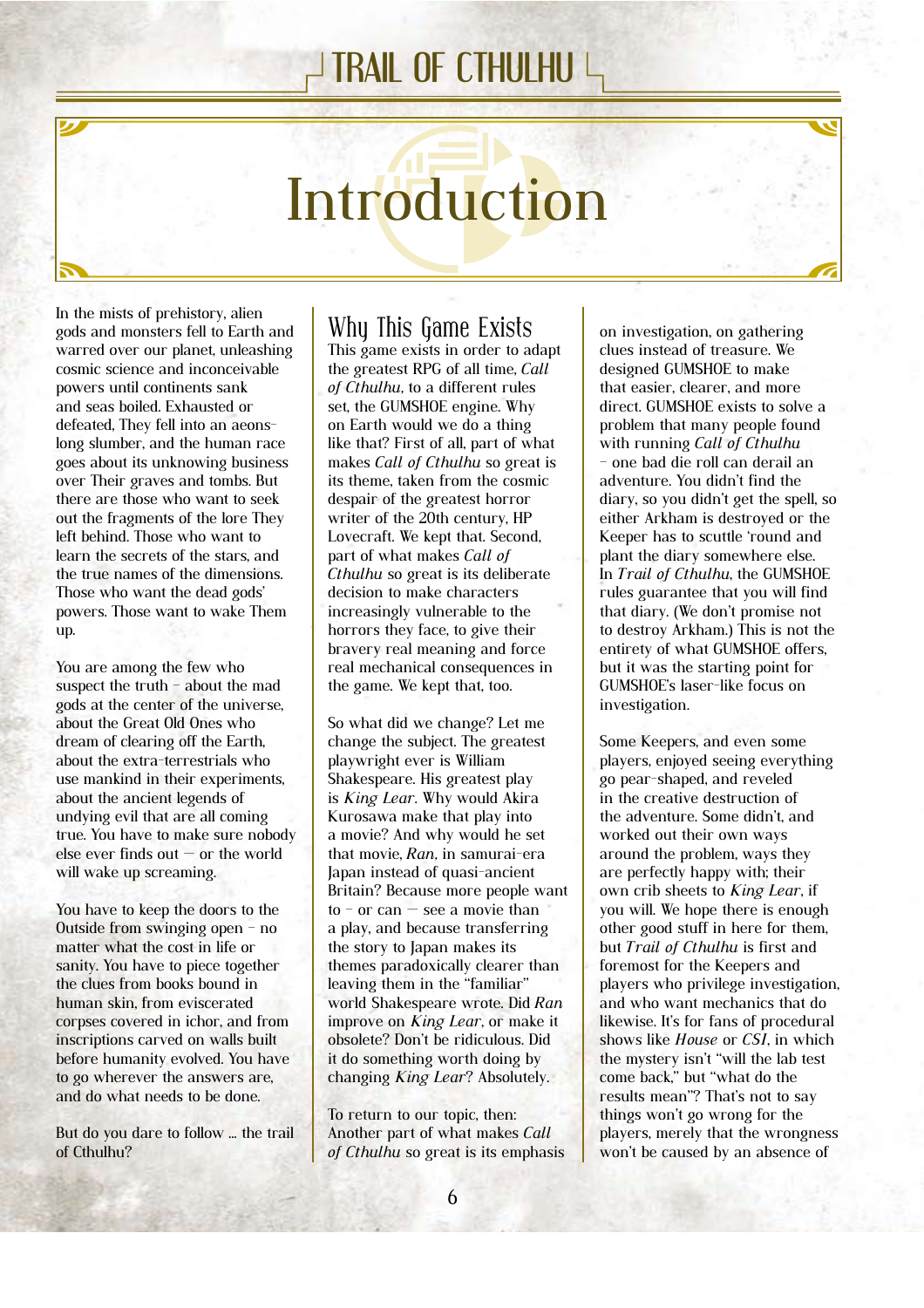# Introduction

In the mists of prehistory, alien gods and monsters fell to Earth and warred over our planet, unleashing cosmic science and inconceivable powers until continents sank and seas boiled. Exhausted or defeated, They fell into an aeons-long slumber, and the human race goes about its unknowing business over Their graves and tombs. But there are those who want to seek out the fragments of the lore They left behind. Those who want to learn the secrets of the stars, and the true names of the dimensions. Those who want the dead gods' powers. Those want to wake Them up.

You are among the few who suspect the truth – about the mad gods at the center of the universe, about the Great Old Ones who dream of clearing off the Earth, about the extra-terrestrials who use mankind in their experiments, about the ancient legends of undying evil that are all coming true. You have to make sure nobody else ever finds out — or the world will wake up screaming.

You have to keep the doors to the Outside from swinging open – no matter what the cost in life or sanity. You have to piece together the clues from books bound in human skin, from eviscerated corpses covered in ichor, and from inscriptions carved on walls built before humanity evolved. You have to go wherever the answers are, and do what needs to be done.

But do you dare to follow ... the trail of Cthulhu?

## Why This Game Exists

This game exists in order to adapt the greatest RPG of all time, *Call of Cthulhu*, to a different rules set, the GUMSHOE engine. Why on Earth would we do a thing like that? First of all, part of what makes *Call of Cthulhu* so great is its theme, taken from the cosmic despair of the greatest horror writer of the 20th century, HP Lovecraft. We kept that. Second, part of what makes *Call of Cthulhu* so great is its deliberate decision to make characters increasingly vulnerable to the horrors they face, to give their bravery real meaning and force real mechanical consequences in the game. We kept that, too.

So what did we change? Let me change the subject. The greatest playwright ever is William Shakespeare. His greatest play is *King Lear*. Why would Akira Kurosawa make that play into a movie? And why would he set that movie, *Ran*, in samurai-era Japan instead of quasi-ancient Britain? Because more people want to – or can — see a movie than a play, and because transferring the story to Japan makes its themes paradoxically clearer than leaving them in the "familiar" world Shakespeare wrote. Did *Ran* improve on *King Lear*, or make it obsolete? Don't be ridiculous. Did it do something worth doing by changing *King Lear*? Absolutely.

To return to our topic, then: Another part of what makes *Call of Cthulhu* so great is its emphasis on investigation, on gathering clues instead of treasure. We designed GUMSHOE to make that easier, clearer, and more direct. GUMSHOE exists to solve a problem that many people found with running *Call of Cthulhu* – one bad die roll can derail an adventure. You didn't find the diary, so you didn't get the spell, so either Arkham is destroyed or the Keeper has to scuttle 'round and plant the diary somewhere else. In *Trail of Cthulhu*, the GUMSHOE rules guarantee that you will find that diary. (We don't promise not to destroy Arkham.) This is not the entirety of what GUMSHOE offers, but it was the starting point for GUMSHOE's laser-like focus on investigation.

Some Keepers, and even some players, enjoyed seeing everything go pear-shaped, and reveled in the creative destruction of the adventure. Some didn't, and worked out their own ways around the problem, ways they are perfectly happy with; their own crib sheets to *King Lear*, if you will. We hope there is enough other good stuff in here for them, but *Trail of Cthulhu* is first and foremost for the Keepers and players who privilege investigation, and who want mechanics that do likewise. It's for fans of procedural shows like *House* or *CSI*, in which the mystery isn't "will the lab test come back," but "what do the results mean"? That's not to say things won't go wrong for the players, merely that the wrongness won't be caused by an absence of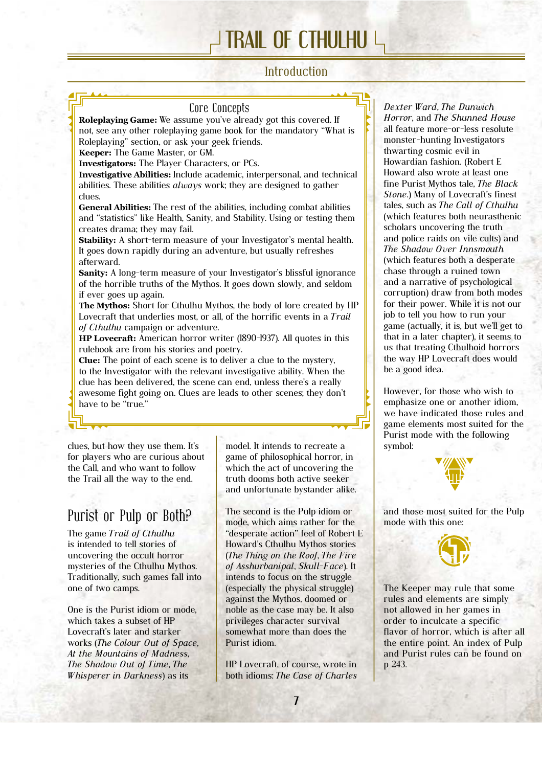## Core Concepts

**Roleplaying Game:** We assume you've already got this covered. If not, see any other roleplaying game book for the mandatory "What is Roleplaying" section, or ask your geek friends.

**Keeper:** The Game Master, or GM.

**Investigators:** The Player Characters, or PCs.

**Investigative Abilities:** Include academic, interpersonal, and technical abilities. These abilities *always* work; they are designed to gather clues.

**General Abilities:** The rest of the abilities, including combat abilities and "statistics" like Health, Sanity, and Stability. Using or testing them creates drama; they may fail.

**Stability:** A short-term measure of your Investigator's mental health. It goes down rapidly during an adventure, but usually refreshes afterward.

**Sanity:** A long-term measure of your Investigator's blissful ignorance of the horrible truths of the Mythos. It goes down slowly, and seldom if ever goes up again.

**The Mythos:** Short for Cthulhu Mythos, the body of lore created by HP Lovecraft that underlies most, or all, of the horrific events in a *Trail of Cthulhu* campaign or adventure.

**HP Lovecraft:** American horror writer (1890-1937). All quotes in this rulebook are from his stories and poetry.

**Clue:** The point of each scene is to deliver a clue to the mystery, to the Investigator with the relevant investigative ability. When the clue has been delivered, the scene can end, unless there's a really awesome fight going on. Clues are leads to other scenes; they don't have to be "true."

clues, but how they use them. It's for players who are curious about the Call, and who want to follow the Trail all the way to the end.

## Purist or Pulp or Both?

The game *Trail of Cthulhu* is intended to tell stories of uncovering the occult horror mysteries of the Cthulhu Mythos. Traditionally, such games fall into one of two camps.

One is the Purist idiom or mode, which takes a subset of HP Lovecraft's later and starker works (*The Colour Out of Space*, *At the Mountains of Madness*, *The Shadow Out of Time*, *The Whisperer in Darkness*) as its model. It intends to recreate a game of philosophical horror, in which the act of uncovering the truth dooms both active seeker and unfortunate bystander alike.

The second is the Pulp idiom or mode, which aims rather for the "desperate action" feel of Robert E Howard's Cthulhu Mythos stories (*The Thing on the Roof*, *The Fire of Asshurbanipal*, *Skull-Face*). It intends to focus on the struggle (especially the physical struggle) against the Mythos, doomed or noble as the case may be. It also privileges character survival somewhat more than does the Purist idiom.

HP Lovecraft, of course, wrote in both idioms: *The Case of Charles Dexter Ward*, *The Dunwich Horror*, and *The Shunned House* all feature more-or-less resolute monster-hunting Investigators thwarting cosmic evil in Howardian fashion. (Robert E Howard also wrote at least one fine Purist Mythos tale, *The Black Stone*.) Many of Lovecraft's finest tales, such as *The Call of Cthulhu* (which features both neurasthenic scholars uncovering the truth and police raids on vile cults) and *The Shadow Over Innsmouth* (which features both a desperate chase through a ruined town and a narrative of psychological corruption) draw from both modes for their power. While it is not our job to tell you how to run your game (actually, it is, but we'll get to that in a later chapter), it seems to us that treating Cthulhoid horrors the way HP Lovecraft does would be a good idea.

However, for those who wish to emphasize one or another idiom, we have indicated those rules and game elements most suited for the Purist mode with the following symbol:

and those most suited for the Pulp mode with this one:

The Keeper may rule that some rules and elements are simply not allowed in her games in order to inculcate a specific flavor of horror, which is after all the entire point. An index of Pulp and Purist rules can be found on p 243.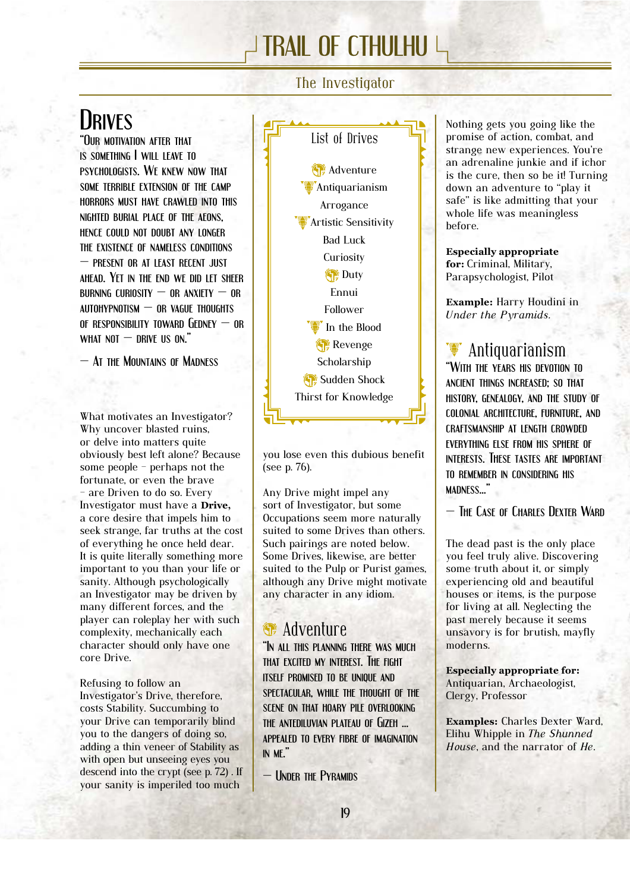## Drives

"Our motivation after that is something I will leave to psychologists. We knew now that some terrible extension of the camp horrors must have crawled into this nighted burial place of the aeons, hence could not doubt any longer the existence of nameless conditions — present or at least recent just ahead. Yet in the end we did let sheer burning curiosity — or anxiety — or autohypnotism — or vague thoughts of responsibility toward Gedney — or what not — drive us on."

— *At the Mountains of Madness*

What motivates an Investigator? Why uncover blasted ruins, or delve into matters quite obviously best left alone? Because some people – perhaps not the fortunate, or even the brave – are Driven to do so. Every Investigator must have a **Drive,** a core desire that impels him to seek strange, far truths at the cost of everything he once held dear. It is quite literally something more important to you than your life or sanity. Although psychologically an Investigator may be driven by many different forces, and the player can roleplay her with such complexity, mechanically each character should only have one core Drive.

Refusing to follow an Investigator's Drive, therefore, costs Stability. Succumbing to your Drive can temporarily blind you to the dangers of doing so, adding a thin veneer of Stability as with open but unseeing eyes you descend into the crypt (see p. 72) . If your sanity is imperiled too much you lose even this dubious benefit (see p. 76).

Any Drive might impel any sort of Investigator, but some Occupations seem more naturally suited to some Drives than others. Such pairings are noted below. Some Drives, likewise, are better suited to the Pulp or Purist games, although any Drive might motivate any character in any idiom.

### List of Drives

- Adventure
- Antiquarianism
- Arrogance
- Artistic Sensitivity
- Bad Luck
- Curiosity
- Duty
- Ennui
- Follower
- In the Blood
- Revenge
- Scholarship
- Sudden Shock
- Thirst for Knowledge

### Adventure

"In all this planning there was much that excited my interest. The fight itself promised to be unique and spectacular, while the thought of the scene on that hoary pile overlooking the antediluvian plateau of Gizeh ... appealed to every fibre of imagination in me."

— *Under the Pyramids*

Nothing gets you going like the promise of action, combat, and strange new experiences. You're an adrenaline junkie and if ichor is the cure, then so be it! Turning down an adventure to "play it safe" is like admitting that your whole life was meaningless before.

**Especially appropriate for:** Criminal, Military, Parapsychologist, Pilot

**Example:** Harry Houdini in *Under the Pyramids.*

### Antiquarianism

"With the years his devotion to ancient things increased; so that history, genealogy, and the study of colonial architecture, furniture, and craftsmanship at length crowded everything else from his sphere of interests. These tastes are important to remember in considering his madness..."

— *The Case of Charles Dexter Ward*

The dead past is the only place you feel truly alive. Discovering some truth about it, or simply experiencing old and beautiful houses or items, is the purpose for living at all. Neglecting the past merely because it seems unsavory is for brutish, mayfly moderns.

**Especially appropriate for:** Antiquarian, Archaeologist, Clergy, Professor

**Examples:** Charles Dexter Ward, Elihu Whipple in *The Shunned House*, and the narrator of *He*.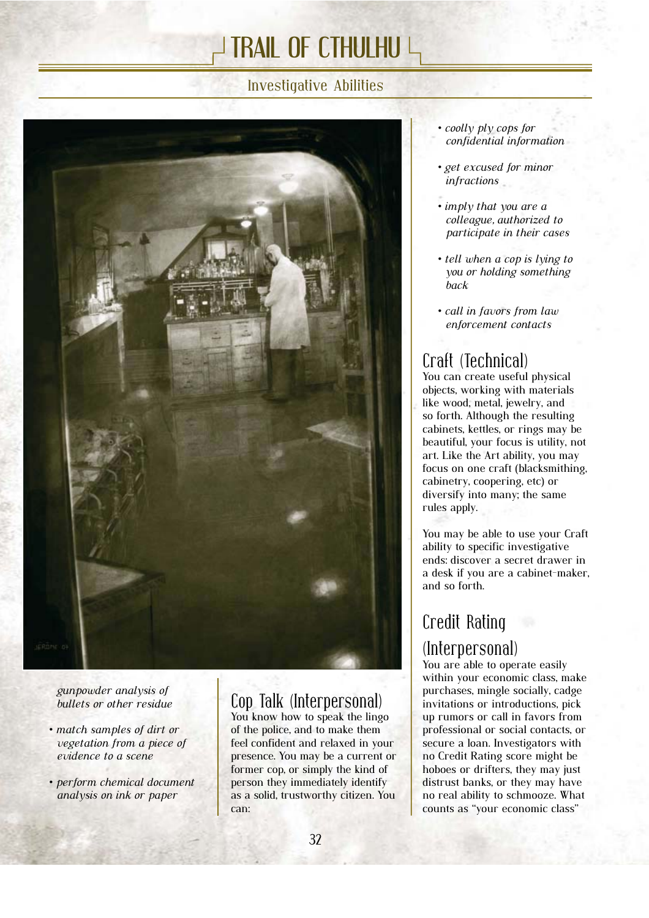gunpowder analysis of bullets or other residue

- match samples of dirt or vegetation from a piece of evidence to a scene
- perform chemical document analysis on ink or paper

## Cop Talk (Interpersonal)

You know how to speak the lingo of the police, and to make them feel confident and relaxed in your presence. You may be a current or former cop, or simply the kind of person they immediately identify as a solid, trustworthy citizen. You can:

- *coolly ply cops for confidential information*
- *get excused for minor infractions*
- *imply that you are a colleague, authorized to participate in their cases*
- *tell when a cop is lying to you or holding something back*
- *call in favors from law enforcement contacts*

## Craft (Technical)

You can create useful physical objects, working with materials like wood, metal, jewelry, and so forth. Although the resulting cabinets, kettles, or rings may be beautiful, your focus is utility, not art. Like the Art ability, you may focus on one craft (blacksmithing, cabinetry, coopering, etc) or diversify into many; the same rules apply.

You may be able to use your Craft ability to specific investigative ends: discover a secret drawer in a desk if you are a cabinet-maker, and so forth.

## Credit Rating (Interpersonal)

You are able to operate easily within your economic class, make purchases, mingle socially, cadge invitations or introductions, pick up rumors or call in favors from professional or social contacts, or secure a loan. Investigators with no Credit Rating score might be hoboes or drifters, they may just distrust banks, or they may have no real ability to schmooze. What counts as "your economic class"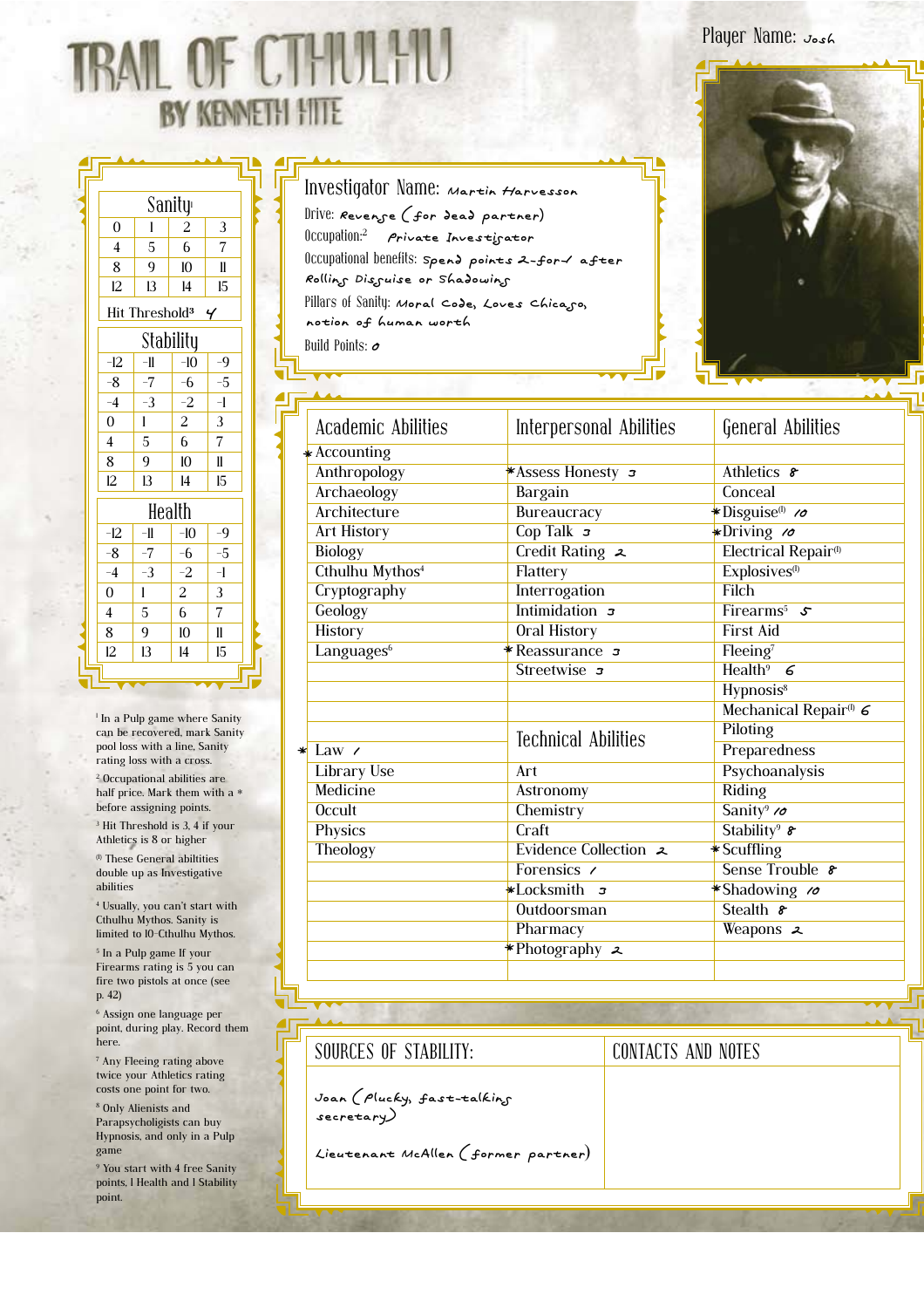# TRAIL OF CTHULHU

## BY KENNETH HITE

Player Name: Josh

Investigator Name: Martin Harvesson

Drive: Revenge (for dead partner)

Occupation:[2] Private Investigator

Occupational benefits: spend points 2-for-1 after Rolling Disguise or Shadowing

Pillars of Sanity: Moral Code, Loves Chicago, notion of human worth

Build Points: 0

| Sanity[1] | | | |
|---|---|---|---|
| 0 | 1 | 2 | 3 |
| 4 | 5 | 6 | 7 |
| 8 | 9 | 10 | 11 |
| 12 | 13 | 14 | 15 |

Hit Threshold[3] 4

| Stability | | | |
|---|---|---|---|
| -12 | -11 | -10 | -9 |
| -8 | -7 | -6 | -5 |
| -4 | -3 | -2 | -1 |
| 0 | 1 | 2 | 3 |
| 4 | 5 | 6 | 7 |
| 8 | 9 | 10 | 11 |
| 12 | 13 | 14 | 15 |

| Health | | | |
|---|---|---|---|
| -12 | -11 | -10 | -9 |
| -8 | -7 | -6 | -5 |
| -4 | -3 | -2 | -1 |
| 0 | 1 | 2 | 3 |
| 4 | 5 | 6 | 7 |
| 8 | 9 | 10 | 11 |
| 12 | 13 | 14 | 15 |

| Academic Abilities | Interpersonal Abilities | General Abilities |
|---|---|---|
| *Accounting | | |
| Anthropology | *Assess Honesty 3 | Athletics 8 |
| Archaeology | Bargain | Conceal |
| Architecture | Bureaucracy | *Disguise[(I)] 10 |
| Art History | Cop Talk 3 | *Driving 10 |
| Biology | Credit Rating 2 | Electrical Repair[(I)] |
| Cthulhu Mythos[4] | Flattery | Explosives[(I)] |
| Cryptography | Interrogation | Filch |
| Geology | Intimidation 3 | Firearms[5] 5 |
| History | Oral History | First Aid |
| Languages[6] | *Reassurance 3 | Fleeing[7] |
| | Streetwise 3 | Health[9] 6 |
| | | Hypnosis[8] |
| | | Mechanical Repair[(I)] 6 |
| | **Technical Abilities** | Piloting |
| *Law 1 | | Preparedness |
| Library Use | Art | Psychoanalysis |
| Medicine | Astronomy | Riding |
| Occult | Chemistry | Sanity[9] 10 |
| Physics | Craft | Stability[9] 8 |
| Theology | Evidence Collection 2 | *Scuffling |
| | Forensics 1 | Sense Trouble 8 |
| | *Locksmith 3 | *Shadowing 10 |
| | Outdoorsman | Stealth 8 |
| | Pharmacy | Weapons 2 |
| | *Photography 2 | |

| SOURCES OF STABILITY: | CONTACTS AND NOTES |
|---|---|
| Joan (Plucky, fast-talking secretary) | |
| Lieutenant McAllen (former partner) | |

[1] In a Pulp game where Sanity can be recovered, mark Sanity pool loss with a line, Sanity rating loss with a cross.

[2] Occupational abilities are half price. Mark them with a * before assigning points.

[3] Hit Threshold is 3, 4 if your Athletics is 8 or higher

[(I)] These General abiltities double up as Investigative abilities

[4] Usually, you can't start with Cthulhu Mythos. Sanity is limited to 10-Cthulhu Mythos.

[5] In a Pulp game If your Firearms rating is 5 you can fire two pistols at once (see p. 42)

[6] Assign one language per point, during play. Record them here.

[7] Any Fleeing rating above twice your Athletics rating costs one point for two.

[8] Only Alienists and Parapsychologists can buy Hypnosis, and only in a Pulp game

[9] You start with 4 free Sanity points, 1 Health and 1 Stability point.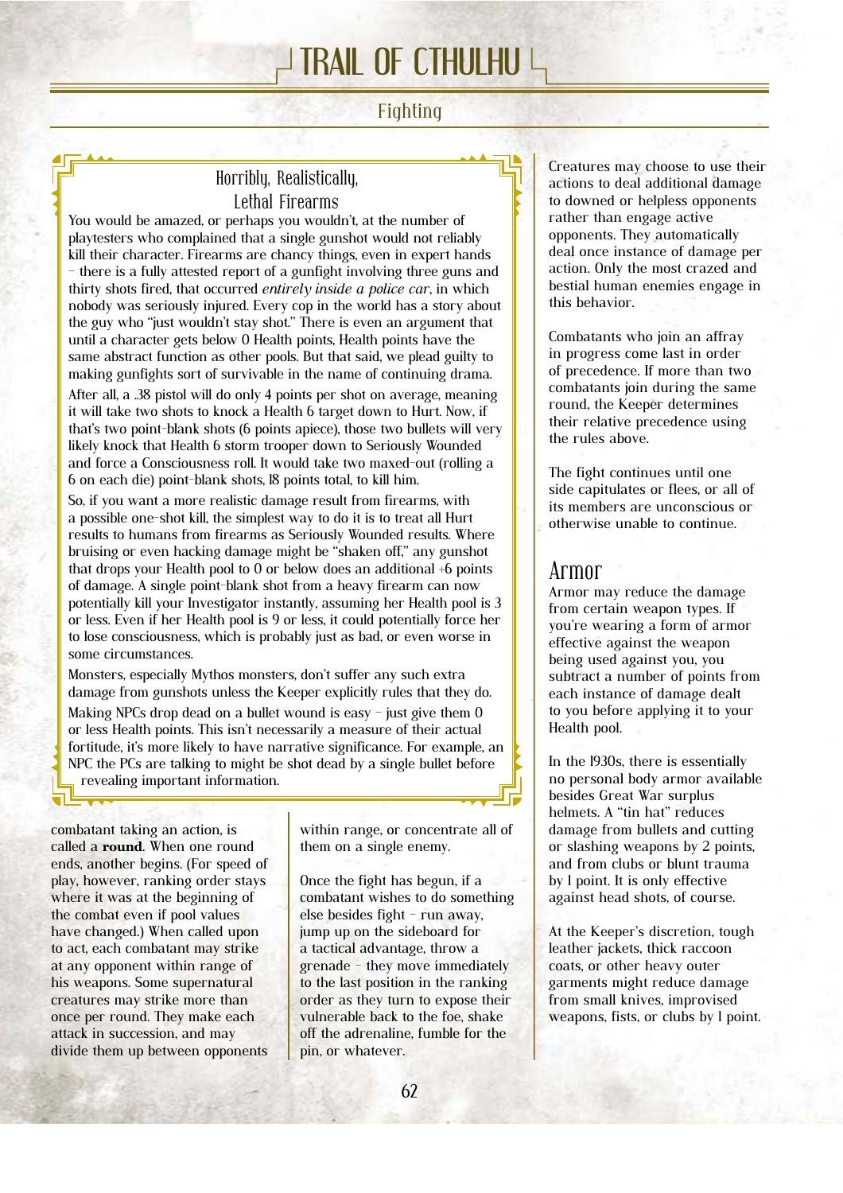### Horribly, Realistically, Lethal Firearms

You would be amazed, or perhaps you wouldn't, at the number of playtesters who complained that a single gunshot would not reliably kill their character. Firearms are chancy things, even in expert hands – there is a fully attested report of a gunfight involving three guns and thirty shots fired, that occurred *entirely inside a police car*, in which nobody was seriously injured. Every cop in the world has a story about the guy who "just wouldn't stay shot." There is even an argument that until a character gets below 0 Health points, Health points have the same abstract function as other pools. But that said, we plead guilty to making gunfights sort of survivable in the name of continuing drama.

After all, a .38 pistol will do only 4 points per shot on average, meaning it will take two shots to knock a Health 6 target down to Hurt. Now, if that's two point-blank shots (6 points apiece), those two bullets will very likely knock that Health 6 storm trooper down to Seriously Wounded and force a Consciousness roll. It would take two maxed-out (rolling a 6 on each die) point-blank shots, 18 points total, to kill him.

So, if you want a more realistic damage result from firearms, with a possible one-shot kill, the simplest way to do it is to treat all Hurt results to humans from firearms as Seriously Wounded results. Where bruising or even hacking damage might be "shaken off," any gunshot that drops your Health pool to 0 or below does an additional +6 points of damage. A single point-blank shot from a heavy firearm can now potentially kill your Investigator instantly, assuming her Health pool is 3 or less. Even if her Health pool is 9 or less, it could potentially force her to lose consciousness, which is probably just as bad, or even worse in some circumstances.

Monsters, especially Mythos monsters, don't suffer any such extra damage from gunshots unless the Keeper explicitly rules that they do.

Making NPCs drop dead on a bullet wound is easy – just give them 0 or less Health points. This isn't necessarily a measure of their actual fortitude, it's more likely to have narrative significance. For example, an NPC the PCs are talking to might be shot dead by a single bullet before revealing important information.

combatant taking an action, is called a **round**. When one round ends, another begins. (For speed of play, however, ranking order stays where it was at the beginning of the combat even if pool values have changed.) When called upon to act, each combatant may strike at any opponent within range of his weapons. Some supernatural creatures may strike more than once per round. They make each attack in succession, and may divide them up between opponents within range, or concentrate all of them on a single enemy.

Once the fight has begun, if a combatant wishes to do something else besides fight – run away, jump up on the sideboard for a tactical advantage, throw a grenade – they move immediately to the last position in the ranking order as they turn to expose their vulnerable back to the foe, shake off the adrenaline, fumble for the pin, or whatever.

Creatures may choose to use their actions to deal additional damage to downed or helpless opponents rather than engage active opponents. They automatically deal once instance of damage per action. Only the most crazed and bestial human enemies engage in this behavior.

Combatants who join an affray in progress come last in order of precedence. If more than two combatants join during the same round, the Keeper determines their relative precedence using the rules above.

The fight continues until one side capitulates or flees, or all of its members are unconscious or otherwise unable to continue.

## Armor

Armor may reduce the damage from certain weapon types. If you're wearing a form of armor effective against the weapon being used against you, you subtract a number of points from each instance of damage dealt to you before applying it to your Health pool.

In the 1930s, there is essentially no personal body armor available besides Great War surplus helmets. A "tin hat" reduces damage from bullets and cutting or slashing weapons by 2 points, and from clubs or blunt trauma by 1 point. It is only effective against head shots, of course.

At the Keeper's discretion, tough leather jackets, thick raccoon coats, or other heavy outer garments might reduce damage from small knives, improvised weapons, fists, or clubs by 1 point.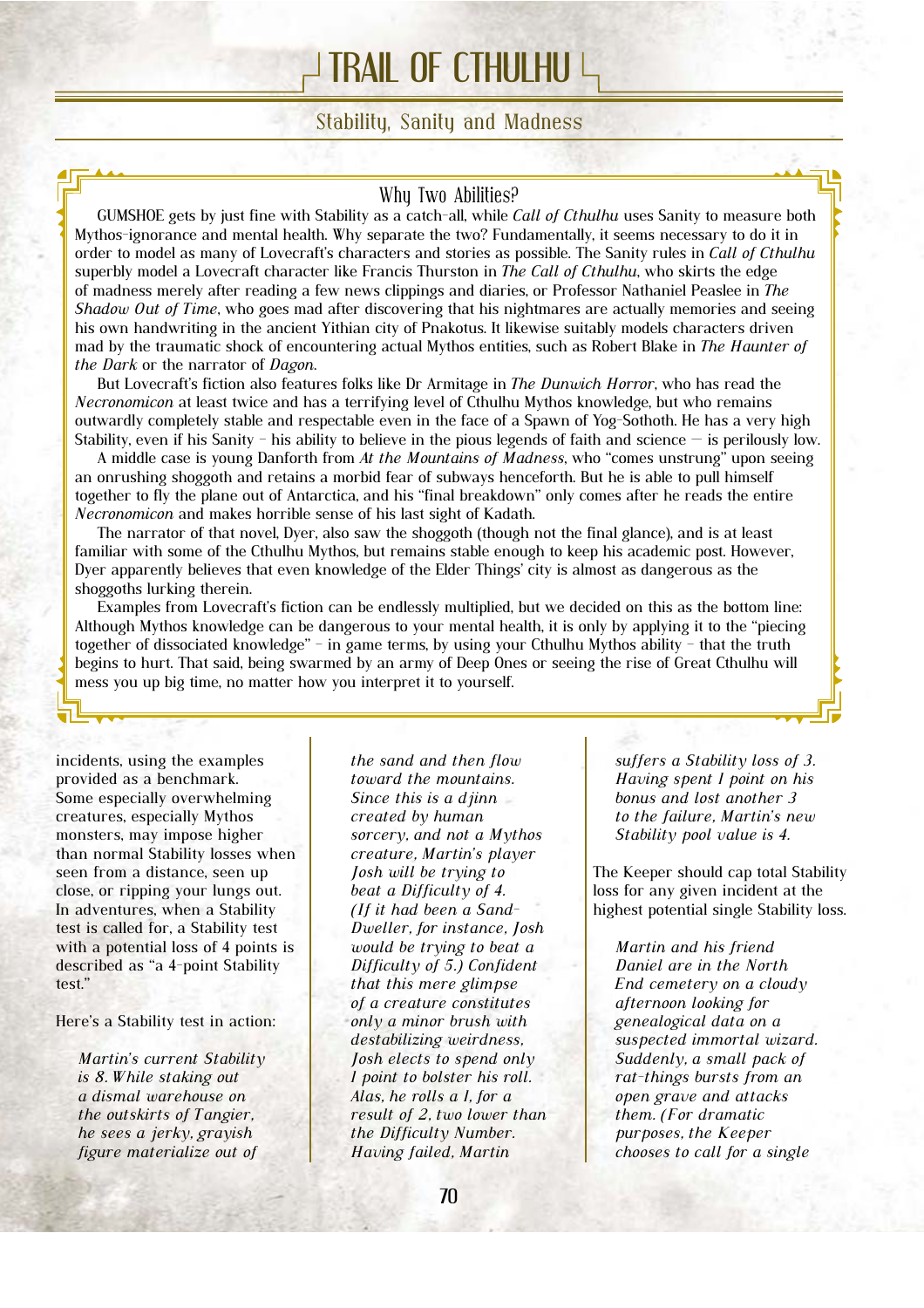## Why Two Abilities?

GUMSHOE gets by just fine with Stability as a catch-all, while *Call of Cthulhu* uses Sanity to measure both Mythos-ignorance and mental health. Why separate the two? Fundamentally, it seems necessary to do it in order to model as many of Lovecraft's characters and stories as possible. The Sanity rules in *Call of Cthulhu* superbly model a Lovecraft character like Francis Thurston in *The Call of Cthulhu*, who skirts the edge of madness merely after reading a few news clippings and diaries, or Professor Nathaniel Peaslee in *The Shadow Out of Time*, who goes mad after discovering that his nightmares are actually memories and seeing his own handwriting in the ancient Yithian city of Pnakotus. It likewise suitably models characters driven mad by the traumatic shock of encountering actual Mythos entities, such as Robert Blake in *The Haunter of the Dark* or the narrator of *Dagon*.

But Lovecraft's fiction also features folks like Dr Armitage in *The Dunwich Horror*, who has read the *Necronomicon* at least twice and has a terrifying level of Cthulhu Mythos knowledge, but who remains outwardly completely stable and respectable even in the face of a Spawn of Yog-Sothoth. He has a very high Stability, even if his Sanity – his ability to believe in the pious legends of faith and science — is perilously low.

A middle case is young Danforth from *At the Mountains of Madness*, who "comes unstrung" upon seeing an onrushing shoggoth and retains a morbid fear of subways henceforth. But he is able to pull himself together to fly the plane out of Antarctica, and his "final breakdown" only comes after he reads the entire *Necronomicon* and makes horrible sense of his last sight of Kadath.

The narrator of that novel, Dyer, also saw the shoggoth (though not the final glance), and is at least familiar with some of the Cthulhu Mythos, but remains stable enough to keep his academic post. However, Dyer apparently believes that even knowledge of the Elder Things' city is almost as dangerous as the shoggoths lurking therein.

Examples from Lovecraft's fiction can be endlessly multiplied, but we decided on this as the bottom line: Although Mythos knowledge can be dangerous to your mental health, it is only by applying it to the "piecing together of dissociated knowledge" – in game terms, by using your Cthulhu Mythos ability – that the truth begins to hurt. That said, being swarmed by an army of Deep Ones or seeing the rise of Great Cthulhu will mess you up big time, no matter how you interpret it to yourself.

incidents, using the examples provided as a benchmark. Some especially overwhelming creatures, especially Mythos monsters, may impose higher than normal Stability losses when seen from a distance, seen up close, or ripping your lungs out. In adventures, when a Stability test is called for, a Stability test with a potential loss of 4 points is described as "a 4-point Stability test."

Here's a Stability test in action:

*Martin's current Stability is 8. While staking out a dismal warehouse on the outskirts of Tangier, he sees a jerky, grayish figure materialize out of the sand and then flow toward the mountains. Since this is a djinn created by human sorcery, and not a Mythos creature, Martin's player Josh will be trying to beat a Difficulty of 4. (If it had been a Sand-Dweller, for instance, Josh would be trying to beat a Difficulty of 5.) Confident that this mere glimpse of a creature constitutes only a minor brush with destabilizing weirdness, Josh elects to spend only 1 point to bolster his roll. Alas, he rolls a 1, for a result of 2, two lower than the Difficulty Number. Having failed, Martin suffers a Stability loss of 3. Having spent 1 point on his bonus and lost another 3 to the failure, Martin's new Stability pool value is 4.*

The Keeper should cap total Stability loss for any given incident at the highest potential single Stability loss.

*Martin and his friend Daniel are in the North End cemetery on a cloudy afternoon looking for genealogical data on a suspected immortal wizard. Suddenly, a small pack of rat-things bursts from an open grave and attacks them. (For dramatic purposes, the Keeper chooses to call for a single*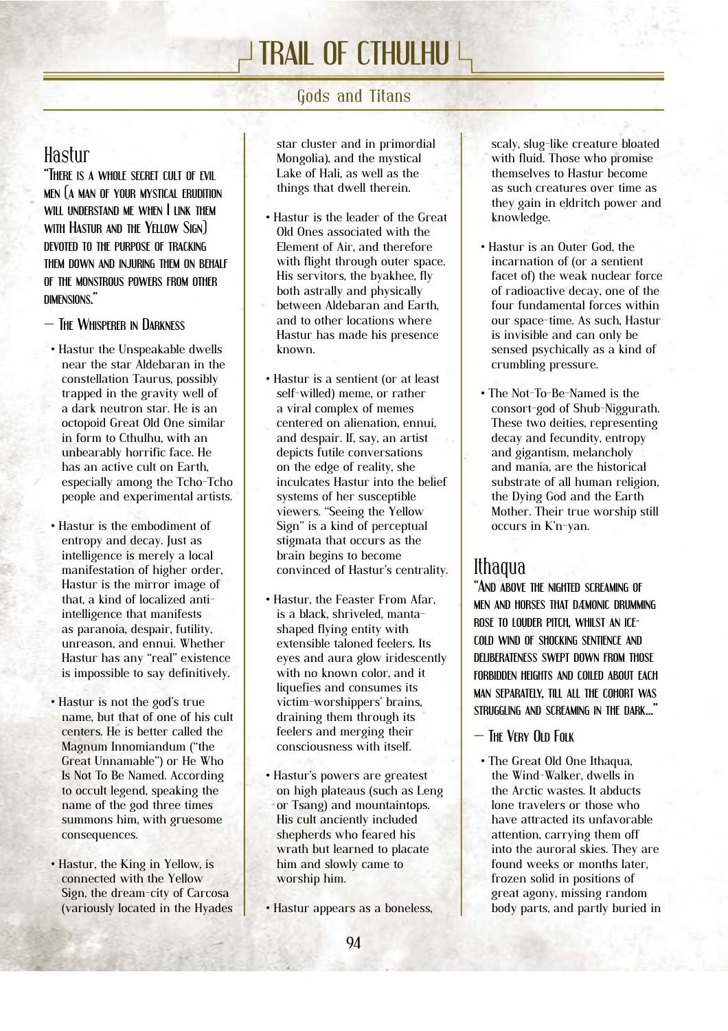## Hastur

"There is a whole secret cult of evil men (a man of your mystical erudition will understand me when I link them with Hastur and the Yellow Sign) devoted to the purpose of tracking them down and injuring them on behalf of the monstrous powers from other dimensions."

— The Whisperer in Darkness

- Hastur the Unspeakable dwells near the star Aldebaran in the constellation Taurus, possibly trapped in the gravity well of a dark neutron star. He is an octopoid Great Old One similar in form to Cthulhu, with an unbearably horrific face. He has an active cult on Earth, especially among the Tcho-Tcho people and experimental artists.

- Hastur is the embodiment of entropy and decay. Just as intelligence is merely a local manifestation of higher order, Hastur is the mirror image of that, a kind of localized anti-intelligence that manifests as paranoia, despair, futility, unreason, and ennui. Whether Hastur has any "real" existence is impossible to say definitively.

- Hastur is not the god's true name, but that of one of his cult centers. He is better called the Magnum Innomiandum ("the Great Unnamable") or He Who Is Not To Be Named. According to occult legend, speaking the name of the god three times summons him, with gruesome consequences.

- Hastur, the King in Yellow, is connected with the Yellow Sign, the dream-city of Carcosa (variously located in the Hyades star cluster and in primordial Mongolia), and the mystical Lake of Hali, as well as the things that dwell therein.

- Hastur is the leader of the Great Old Ones associated with the Element of Air, and therefore with flight through outer space. His servitors, the byakhee, fly both astrally and physically between Aldebaran and Earth, and to other locations where Hastur has made his presence known.

- Hastur is a sentient (or at least self-willed) meme, or rather a viral complex of memes centered on alienation, ennui, and despair. If, say, an artist depicts futile conversations on the edge of reality, she inculcates Hastur into the belief systems of her susceptible viewers. "Seeing the Yellow Sign" is a kind of perceptual stigmata that occurs as the brain begins to become convinced of Hastur's centrality.

- Hastur, the Feaster From Afar, is a black, shriveled, manta-shaped flying entity with extensible taloned feelers. Its eyes and aura glow iridescently with no known color, and it liquefies and consumes its victim-worshippers' brains, draining them through its feelers and merging their consciousness with itself.

- Hastur's powers are greatest on high plateaus (such as Leng or Tsang) and mountaintops. His cult anciently included shepherds who feared his wrath but learned to placate him and slowly came to worship him.

- Hastur appears as a boneless, scaly, slug-like creature bloated with fluid. Those who promise themselves to Hastur become as such creatures over time as they gain in eldritch power and knowledge.

- Hastur is an Outer God, the incarnation of (or a sentient facet of) the weak nuclear force of radioactive decay, one of the four fundamental forces within our space-time. As such, Hastur is invisible and can only be sensed psychically as a kind of crumbling pressure.

- The Not-To-Be-Named is the consort-god of Shub-Niggurath. These two deities, representing decay and fecundity, entropy and gigantism, melancholy and mania, are the historical substrate of all human religion, the Dying God and the Earth Mother. Their true worship still occurs in K'n-yan.

## Ithaqua

"And above the nighted screaming of men and horses that dæmonic drumming rose to louder pitch, whilst an ice-cold wind of shocking sentience and deliberateness swept down from those forbidden heights and coiled about each man separately, till all the cohort was struggling and screaming in the dark..."

— The Very Old Folk

- The Great Old One Ithaqua, the Wind-Walker, dwells in the Arctic wastes. It abducts lone travelers or those who have attracted its unfavorable attention, carrying them off into the auroral skies. They are found weeks or months later, frozen solid in positions of great agony, missing random body parts, and partly buried in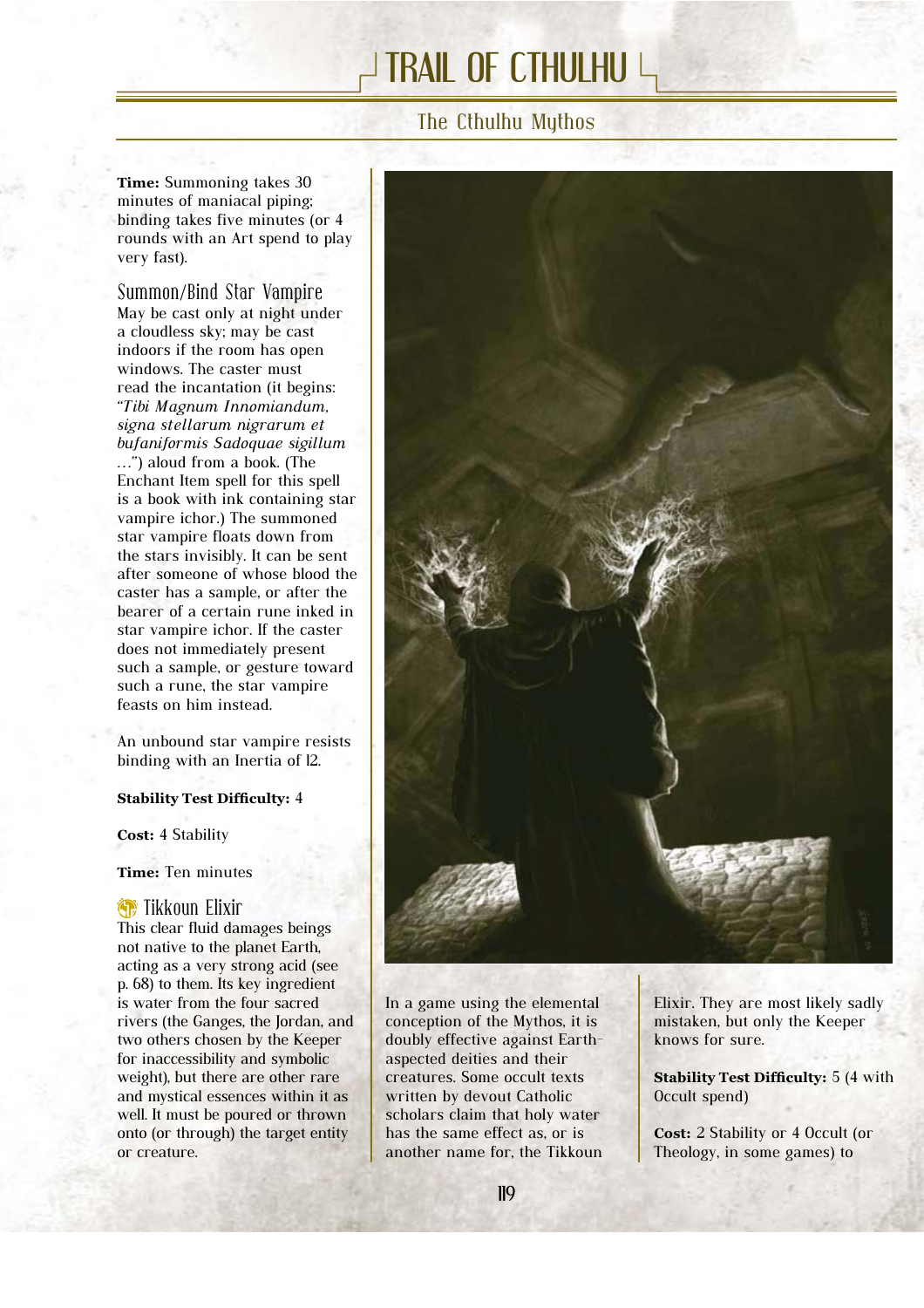**Time:** Summoning takes 30 minutes of maniacal piping; binding takes five minutes (or 4 rounds with an Art spend to play very fast).

### Summon/Bind Star Vampire

May be cast only at night under a cloudless sky; may be cast indoors if the room has open windows. The caster must read the incantation (it begins: "*Tibi Magnum Innomiandum, signa stellarum nigrarum et bufaniformis Sadoquae sigillum* ...") aloud from a book. (The Enchant Item spell for this spell is a book with ink containing star vampire ichor.) The summoned star vampire floats down from the stars invisibly. It can be sent after someone of whose blood the caster has a sample, or after the bearer of a certain rune inked in star vampire ichor. If the caster does not immediately present such a sample, or gesture toward such a rune, the star vampire feasts on him instead.

An unbound star vampire resists binding with an Inertia of 12.

**Stability Test Difficulty:** 4

**Cost:** 4 Stability

**Time:** Ten minutes

### Tikkoun Elixir

This clear fluid damages beings not native to the planet Earth, acting as a very strong acid (see p. 68) to them. Its key ingredient is water from the four sacred rivers (the Ganges, the Jordan, and two others chosen by the Keeper for inaccessibility and symbolic weight), but there are other rare and mystical essences within it as well. It must be poured or thrown onto (or through) the target entity or creature.

In a game using the elemental conception of the Mythos, it is doubly effective against Earth-aspected deities and their creatures. Some occult texts written by devout Catholic scholars claim that holy water has the same effect as, or is another name for, the Tikkoun Elixir. They are most likely sadly mistaken, but only the Keeper knows for sure.

**Stability Test Difficulty:** 5 (4 with Occult spend)

**Cost:** 2 Stability or 4 Occult (or Theology, in some games) to